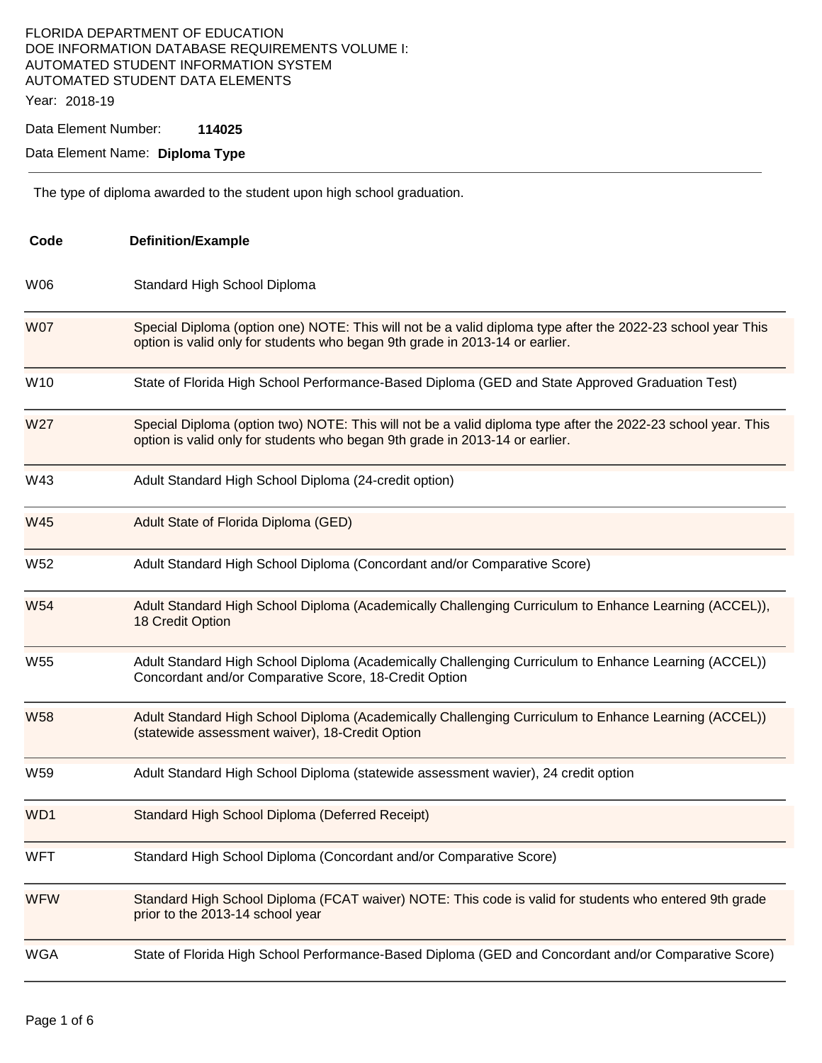FLORIDA DEPARTMENT OF EDUCATION
DOE INFORMATION DATABASE REQUIREMENTS VOLUME I:
AUTOMATED STUDENT INFORMATION SYSTEM
AUTOMATED STUDENT DATA ELEMENTS

Year: 2018-19

Data Element Number: **114025**

Data Element Name: **Diploma Type**

---

The type of diploma awarded to the student upon high school graduation.

| Code | Definition/Example |
|---|---|
| W06 | Standard High School Diploma |
| W07 | Special Diploma (option one) NOTE: This will not be a valid diploma type after the 2022-23 school year This option is valid only for students who began 9th grade in 2013-14 or earlier. |
| W10 | State of Florida High School Performance-Based Diploma (GED and State Approved Graduation Test) |
| W27 | Special Diploma (option two) NOTE: This will not be a valid diploma type after the 2022-23 school year. This option is valid only for students who began 9th grade in 2013-14 or earlier. |
| W43 | Adult Standard High School Diploma (24-credit option) |
| W45 | Adult State of Florida Diploma (GED) |
| W52 | Adult Standard High School Diploma (Concordant and/or Comparative Score) |
| W54 | Adult Standard High School Diploma (Academically Challenging Curriculum to Enhance Learning (ACCEL)), 18 Credit Option |
| W55 | Adult Standard High School Diploma (Academically Challenging Curriculum to Enhance Learning (ACCEL)) Concordant and/or Comparative Score, 18-Credit Option |
| W58 | Adult Standard High School Diploma (Academically Challenging Curriculum to Enhance Learning (ACCEL)) (statewide assessment waiver), 18-Credit Option |
| W59 | Adult Standard High School Diploma (statewide assessment wavier), 24 credit option |
| WD1 | Standard High School Diploma (Deferred Receipt) |
| WFT | Standard High School Diploma (Concordant and/or Comparative Score) |
| WFW | Standard High School Diploma (FCAT waiver) NOTE: This code is valid for students who entered 9th grade prior to the 2013-14 school year |
| WGA | State of Florida High School Performance-Based Diploma (GED and Concordant and/or Comparative Score) |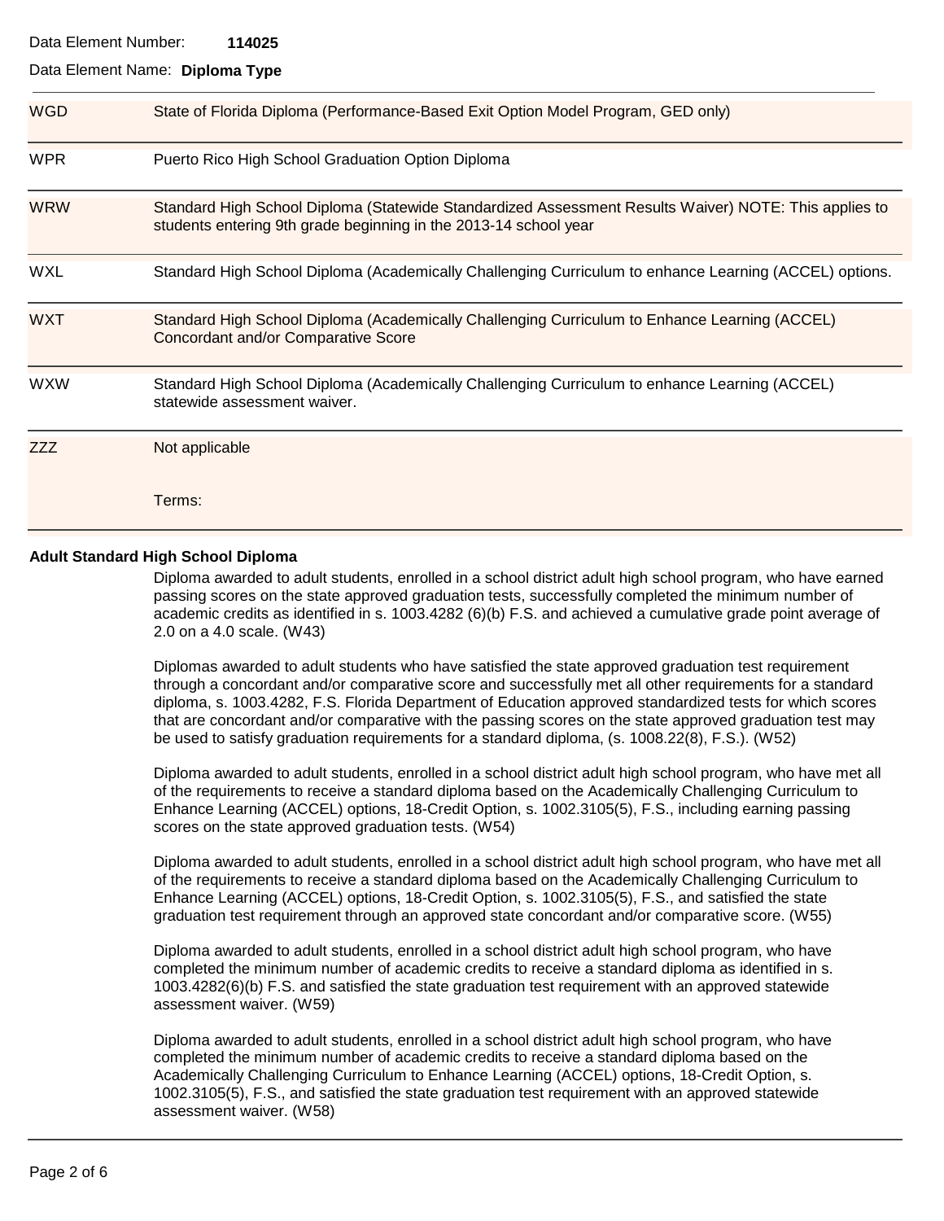Data Element Number: **114025**

Data Element Name: **Diploma Type**

| Code | Description |
|---|---|
| WGD | State of Florida Diploma (Performance-Based Exit Option Model Program, GED only) |
| WPR | Puerto Rico High School Graduation Option Diploma |
| WRW | Standard High School Diploma (Statewide Standardized Assessment Results Waiver) NOTE: This applies to students entering 9th grade beginning in the 2013-14 school year |
| WXL | Standard High School Diploma (Academically Challenging Curriculum to enhance Learning (ACCEL) options. |
| WXT | Standard High School Diploma (Academically Challenging Curriculum to Enhance Learning (ACCEL) Concordant and/or Comparative Score |
| WXW | Standard High School Diploma (Academically Challenging Curriculum to enhance Learning (ACCEL) statewide assessment waiver. |
| ZZZ | Not applicable |

Terms:

**Adult Standard High School Diploma**

Diploma awarded to adult students, enrolled in a school district adult high school program, who have earned passing scores on the state approved graduation tests, successfully completed the minimum number of academic credits as identified in s. 1003.4282 (6)(b) F.S. and achieved a cumulative grade point average of 2.0 on a 4.0 scale. (W43)

Diplomas awarded to adult students who have satisfied the state approved graduation test requirement through a concordant and/or comparative score and successfully met all other requirements for a standard diploma, s. 1003.4282, F.S. Florida Department of Education approved standardized tests for which scores that are concordant and/or comparative with the passing scores on the state approved graduation test may be used to satisfy graduation requirements for a standard diploma, (s. 1008.22(8), F.S.). (W52)

Diploma awarded to adult students, enrolled in a school district adult high school program, who have met all of the requirements to receive a standard diploma based on the Academically Challenging Curriculum to Enhance Learning (ACCEL) options, 18-Credit Option, s. 1002.3105(5), F.S., including earning passing scores on the state approved graduation tests. (W54)

Diploma awarded to adult students, enrolled in a school district adult high school program, who have met all of the requirements to receive a standard diploma based on the Academically Challenging Curriculum to Enhance Learning (ACCEL) options, 18-Credit Option, s. 1002.3105(5), F.S., and satisfied the state graduation test requirement through an approved state concordant and/or comparative score. (W55)

Diploma awarded to adult students, enrolled in a school district adult high school program, who have completed the minimum number of academic credits to receive a standard diploma as identified in s. 1003.4282(6)(b) F.S. and satisfied the state graduation test requirement with an approved statewide assessment waiver. (W59)

Diploma awarded to adult students, enrolled in a school district adult high school program, who have completed the minimum number of academic credits to receive a standard diploma based on the Academically Challenging Curriculum to Enhance Learning (ACCEL) options, 18-Credit Option, s. 1002.3105(5), F.S., and satisfied the state graduation test requirement with an approved statewide assessment waiver. (W58)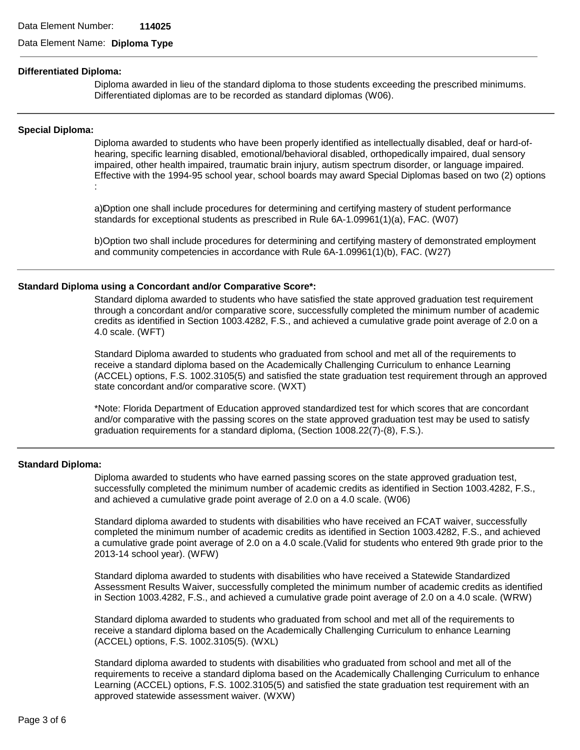Data Element Number: **114025**

Data Element Name: **Diploma Type**

---

**Differentiated Diploma:**

Diploma awarded in lieu of the standard diploma to those students exceeding the prescribed minimums. Differentiated diplomas are to be recorded as standard diplomas (W06).

---

**Special Diploma:**

Diploma awarded to students who have been properly identified as intellectually disabled, deaf or hard-of-hearing, specific learning disabled, emotional/behavioral disabled, orthopedically impaired, dual sensory impaired, other health impaired, traumatic brain injury, autism spectrum disorder, or language impaired. Effective with the 1994-95 school year, school boards may award Special Diplomas based on two (2) options :

a) Option one shall include procedures for determining and certifying mastery of student performance standards for exceptional students as prescribed in Rule 6A-1.09961(1)(a), FAC. (W07)

b) Option two shall include procedures for determining and certifying mastery of demonstrated employment and community competencies in accordance with Rule 6A-1.09961(1)(b), FAC. (W27)

---

**Standard Diploma using a Concordant and/or Comparative Score*:**

Standard diploma awarded to students who have satisfied the state approved graduation test requirement through a concordant and/or comparative score, successfully completed the minimum number of academic credits as identified in Section 1003.4282, F.S., and achieved a cumulative grade point average of 2.0 on a 4.0 scale. (WFT)

Standard Diploma awarded to students who graduated from school and met all of the requirements to receive a standard diploma based on the Academically Challenging Curriculum to enhance Learning (ACCEL) options, F.S. 1002.3105(5) and satisfied the state graduation test requirement through an approved state concordant and/or comparative score. (WXT)

*Note: Florida Department of Education approved standardized test for which scores that are concordant and/or comparative with the passing scores on the state approved graduation test may be used to satisfy graduation requirements for a standard diploma, (Section 1008.22(7)-(8), F.S.).

---

**Standard Diploma:**

Diploma awarded to students who have earned passing scores on the state approved graduation test, successfully completed the minimum number of academic credits as identified in Section 1003.4282, F.S., and achieved a cumulative grade point average of 2.0 on a 4.0 scale. (W06)

Standard diploma awarded to students with disabilities who have received an FCAT waiver, successfully completed the minimum number of academic credits as identified in Section 1003.4282, F.S., and achieved a cumulative grade point average of 2.0 on a 4.0 scale.(Valid for students who entered 9th grade prior to the 2013-14 school year). (WFW)

Standard diploma awarded to students with disabilities who have received a Statewide Standardized Assessment Results Waiver, successfully completed the minimum number of academic credits as identified in Section 1003.4282, F.S., and achieved a cumulative grade point average of 2.0 on a 4.0 scale. (WRW)

Standard diploma awarded to students who graduated from school and met all of the requirements to receive a standard diploma based on the Academically Challenging Curriculum to enhance Learning (ACCEL) options, F.S. 1002.3105(5). (WXL)

Standard diploma awarded to students with disabilities who graduated from school and met all of the requirements to receive a standard diploma based on the Academically Challenging Curriculum to enhance Learning (ACCEL) options, F.S. 1002.3105(5) and satisfied the state graduation test requirement with an approved statewide assessment waiver. (WXW)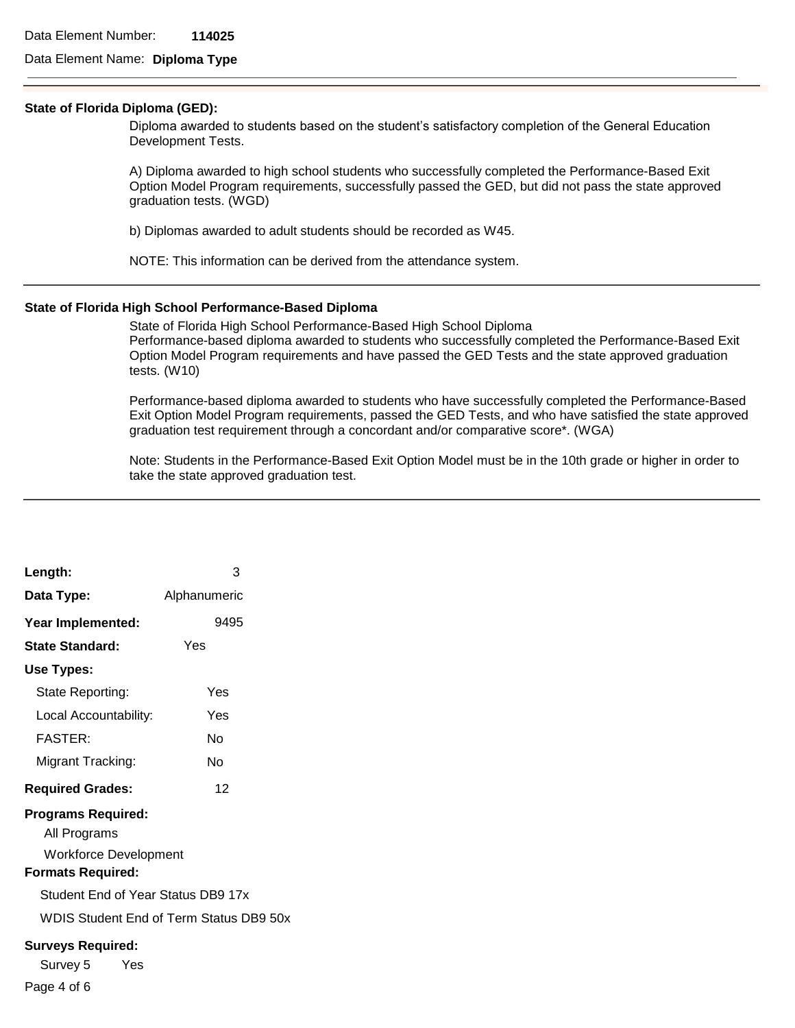Data Element Number: **114025**

Data Element Name: **Diploma Type**

---

**State of Florida Diploma (GED):**

Diploma awarded to students based on the student's satisfactory completion of the General Education Development Tests.

A) Diploma awarded to high school students who successfully completed the Performance-Based Exit Option Model Program requirements, successfully passed the GED, but did not pass the state approved graduation tests. (WGD)

b) Diplomas awarded to adult students should be recorded as W45.

NOTE: This information can be derived from the attendance system.

---

**State of Florida High School Performance-Based Diploma**

State of Florida High School Performance-Based High School Diploma
Performance-based diploma awarded to students who successfully completed the Performance-Based Exit Option Model Program requirements and have passed the GED Tests and the state approved graduation tests. (W10)

Performance-based diploma awarded to students who have successfully completed the Performance-Based Exit Option Model Program requirements, passed the GED Tests, and who have satisfied the state approved graduation test requirement through a concordant and/or comparative score*. (WGA)

Note: Students in the Performance-Based Exit Option Model must be in the 10th grade or higher in order to take the state approved graduation test.

---

**Length:** 3

**Data Type:** Alphanumeric

**Year Implemented:** 9495

**State Standard:** Yes

**Use Types:**

- State Reporting: Yes
- Local Accountability: Yes
- FASTER: No
- Migrant Tracking: No

**Required Grades:** 12

**Programs Required:**

- All Programs
- Workforce Development

**Formats Required:**

- Student End of Year Status DB9 17x
- WDIS Student End of Term Status DB9 50x

**Surveys Required:**

- Survey 5 Yes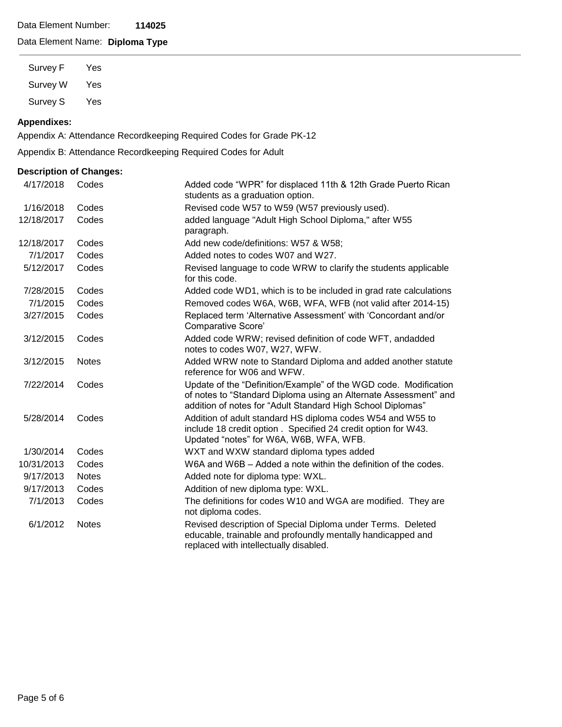Data Element Number: **114025**

Data Element Name: **Diploma Type**

| | |
|---|---|
| Survey F | Yes |
| Survey W | Yes |
| Survey S | Yes |

**Appendixes:**

Appendix A: Attendance Recordkeeping Required Codes for Grade PK-12

Appendix B: Attendance Recordkeeping Required Codes for Adult

**Description of Changes:**

| Date | Type | Description |
|---|---|---|
| 4/17/2018 | Codes | Added code "WPR" for displaced 11th & 12th Grade Puerto Rican students as a graduation option. |
| 1/16/2018 | Codes | Revised code W57 to W59 (W57 previously used). |
| 12/18/2017 | Codes | added language "Adult High School Diploma," after W55 paragraph. |
| 12/18/2017 | Codes | Add new code/definitions: W57 & W58; |
| 7/1/2017 | Codes | Added notes to codes W07 and W27. |
| 5/12/2017 | Codes | Revised language to code WRW to clarify the students applicable for this code. |
| 7/28/2015 | Codes | Added code WD1, which is to be included in grad rate calculations |
| 7/1/2015 | Codes | Removed codes W6A, W6B, WFA, WFB (not valid after 2014-15) |
| 3/27/2015 | Codes | Replaced term 'Alternative Assessment' with 'Concordant and/or Comparative Score' |
| 3/12/2015 | Codes | Added code WRW; revised definition of code WFT, andadded notes to codes W07, W27, WFW. |
| 3/12/2015 | Notes | Added WRW note to Standard Diploma and added another statute reference for W06 and WFW. |
| 7/22/2014 | Codes | Update of the "Definition/Example" of the WGD code. Modification of notes to "Standard Diploma using an Alternate Assessment" and addition of notes for "Adult Standard High School Diplomas" |
| 5/28/2014 | Codes | Addition of adult standard HS diploma codes W54 and W55 to include 18 credit option . Specified 24 credit option for W43. Updated "notes" for W6A, W6B, WFA, WFB. |
| 1/30/2014 | Codes | WXT and WXW standard diploma types added |
| 10/31/2013 | Codes | W6A and W6B – Added a note within the definition of the codes. |
| 9/17/2013 | Notes | Added note for diploma type: WXL. |
| 9/17/2013 | Codes | Addition of new diploma type: WXL. |
| 7/1/2013 | Codes | The definitions for codes W10 and WGA are modified. They are not diploma codes. |
| 6/1/2012 | Notes | Revised description of Special Diploma under Terms. Deleted educable, trainable and profoundly mentally handicapped and replaced with intellectually disabled. |